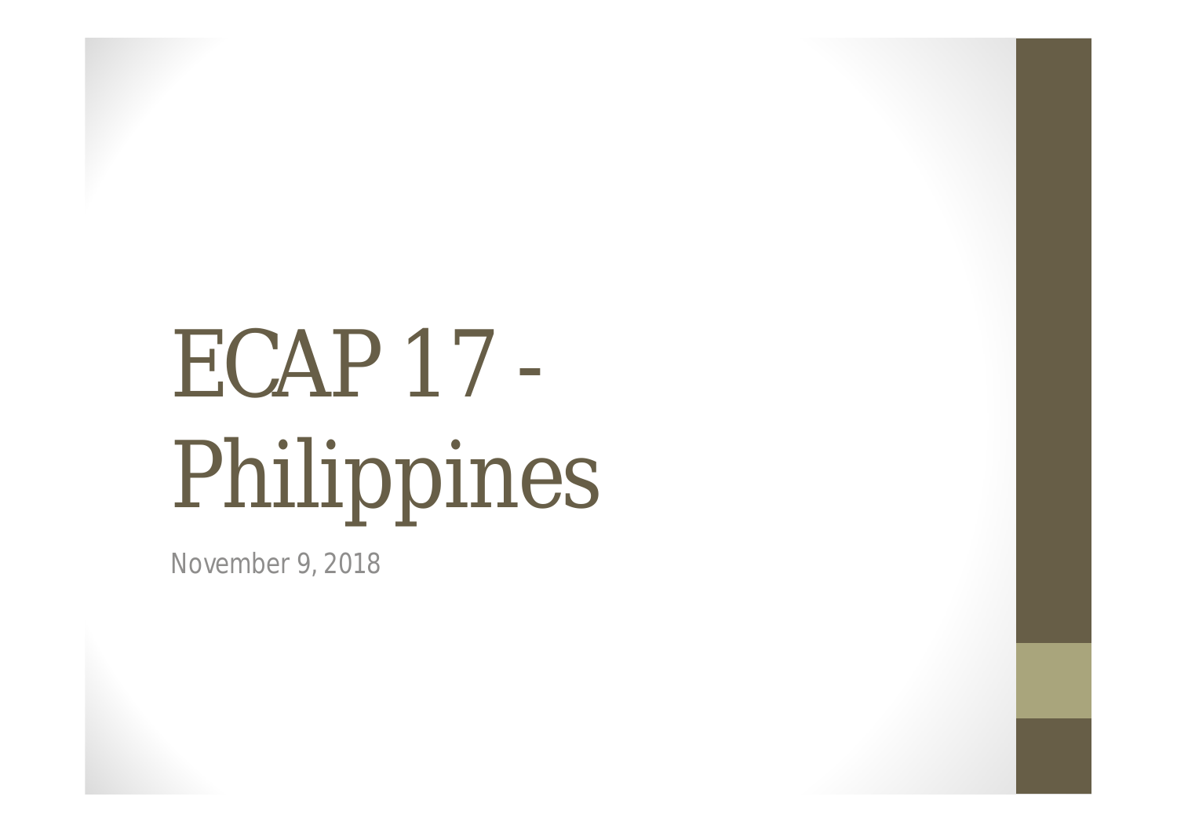# ECAP 17 - Philippines

November 9, 2018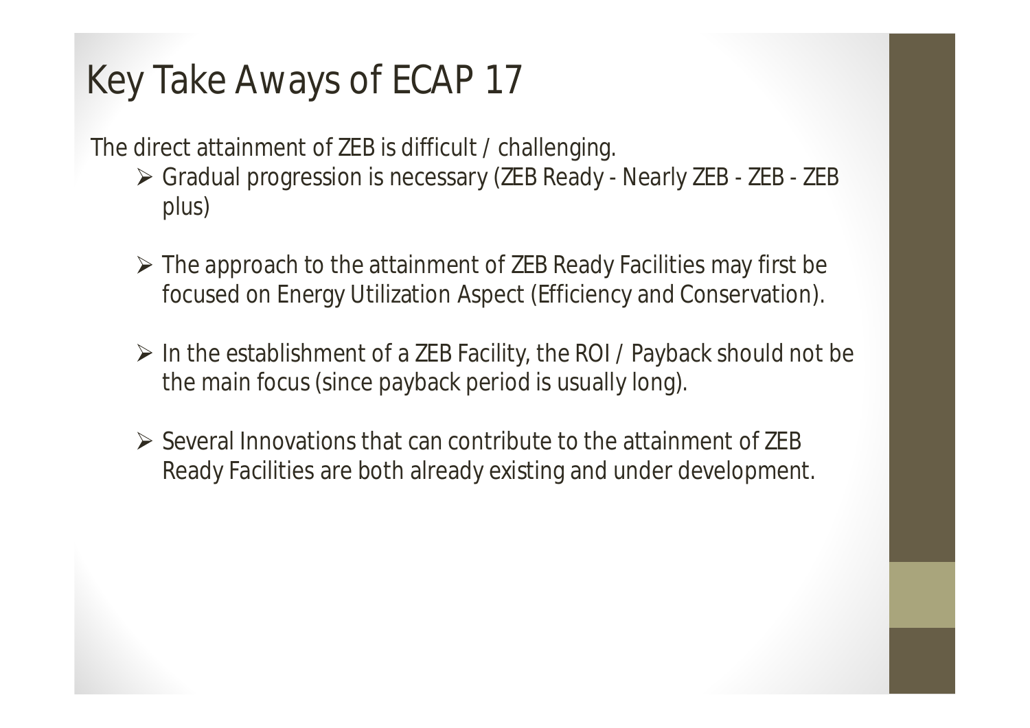# Key Take Aways of ECAP 17

The direct attainment of ZEB is difficult / challenging.

- Gradual progression is necessary (ZEB Ready - Nearly ZEB - ZEB - ZEB plus)
- The approach to the attainment of ZEB Ready Facilities may first be focused on Energy Utilization Aspect (Efficiency and Conservation).
- In the establishment of a ZEB Facility, the ROI / Payback should not be the main focus (since payback period is usually long).
- Several Innovations that can contribute to the attainment of ZEB Ready Facilities are both already existing and under development.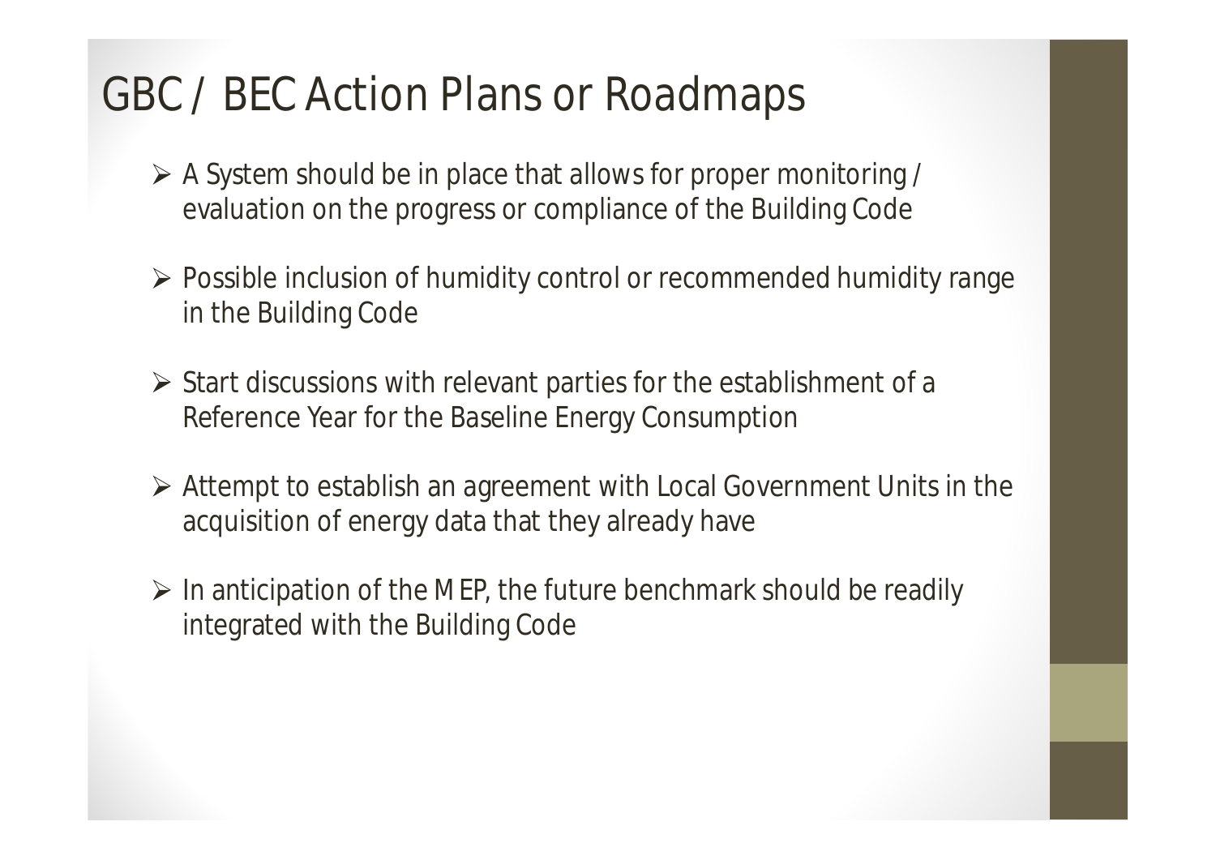# GBC / BEC Action Plans or Roadmaps

- A System should be in place that allows for proper monitoring / evaluation on the progress or compliance of the Building Code
- Possible inclusion of humidity control or recommended humidity range in the Building Code
- Start discussions with relevant parties for the establishment of a Reference Year for the Baseline Energy Consumption
- Attempt to establish an agreement with Local Government Units in the acquisition of energy data that they already have
- In anticipation of the MEP, the future benchmark should be readily integrated with the Building Code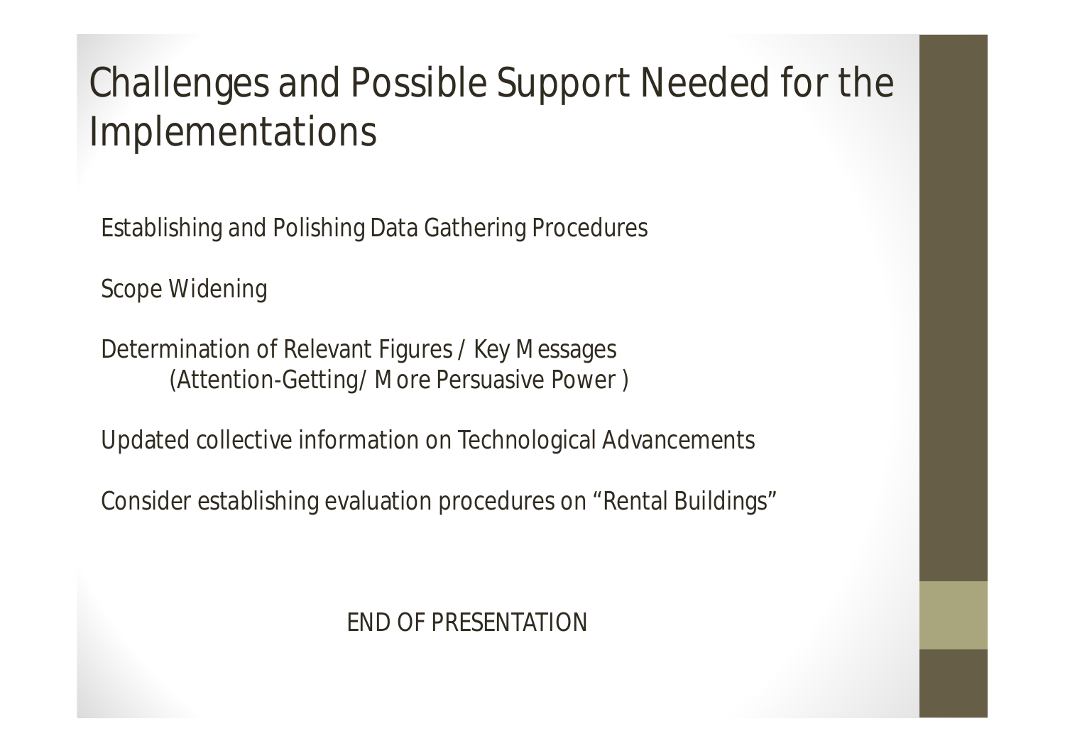# Challenges and Possible Support Needed for the Implementations

Establishing and Polishing Data Gathering Procedures

Scope Widening

Determination of Relevant Figures / Key Messages
(Attention-Getting/ More Persuasive Power )

Updated collective information on Technological Advancements

Consider establishing evaluation procedures on "Rental Buildings"

END OF PRESENTATION